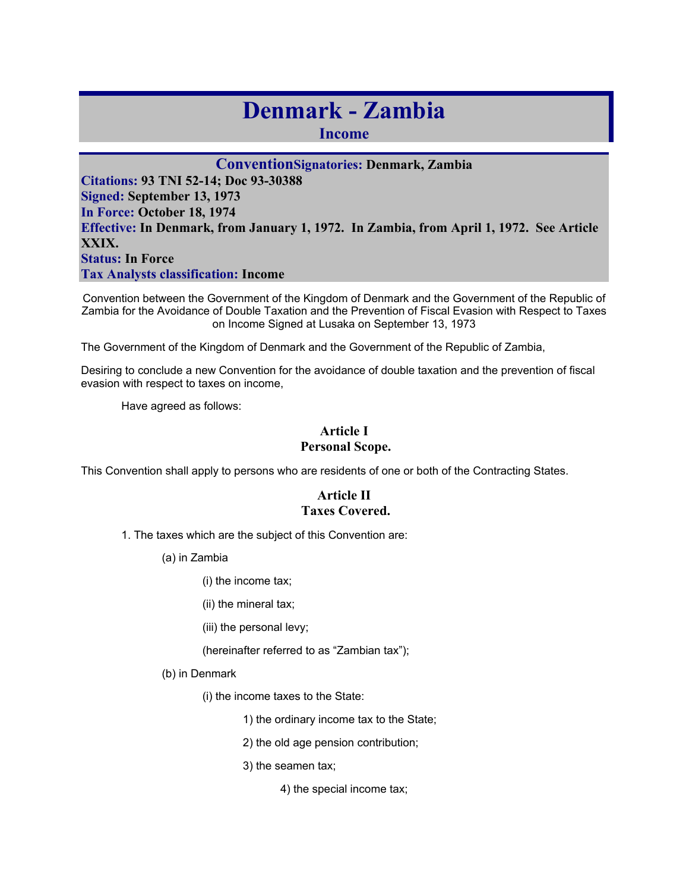# Denmark - Zambia

## Income

**Convention** **Signatories:** Denmark, Zambia
**Citations:** 93 TNI 52-14; Doc 93-30388
**Signed:** September 13, 1973
**In Force:** October 18, 1974
**Effective:** In Denmark, from January 1, 1972. In Zambia, from April 1, 1972. See Article XXIX.
**Status:** In Force
**Tax Analysts classification:** Income

Convention between the Government of the Kingdom of Denmark and the Government of the Republic of Zambia for the Avoidance of Double Taxation and the Prevention of Fiscal Evasion with Respect to Taxes on Income Signed at Lusaka on September 13, 1973

The Government of the Kingdom of Denmark and the Government of the Republic of Zambia,

Desiring to conclude a new Convention for the avoidance of double taxation and the prevention of fiscal evasion with respect to taxes on income,

Have agreed as follows:

### Article I
### Personal Scope.

This Convention shall apply to persons who are residents of one or both of the Contracting States.

### Article II
### Taxes Covered.

1. The taxes which are the subject of this Convention are:

   (a) in Zambia

      (i) the income tax;

      (ii) the mineral tax;

      (iii) the personal levy;

      (hereinafter referred to as "Zambian tax");

   (b) in Denmark

      (i) the income taxes to the State:

         1) the ordinary income tax to the State;

         2) the old age pension contribution;

         3) the seamen tax;

         4) the special income tax;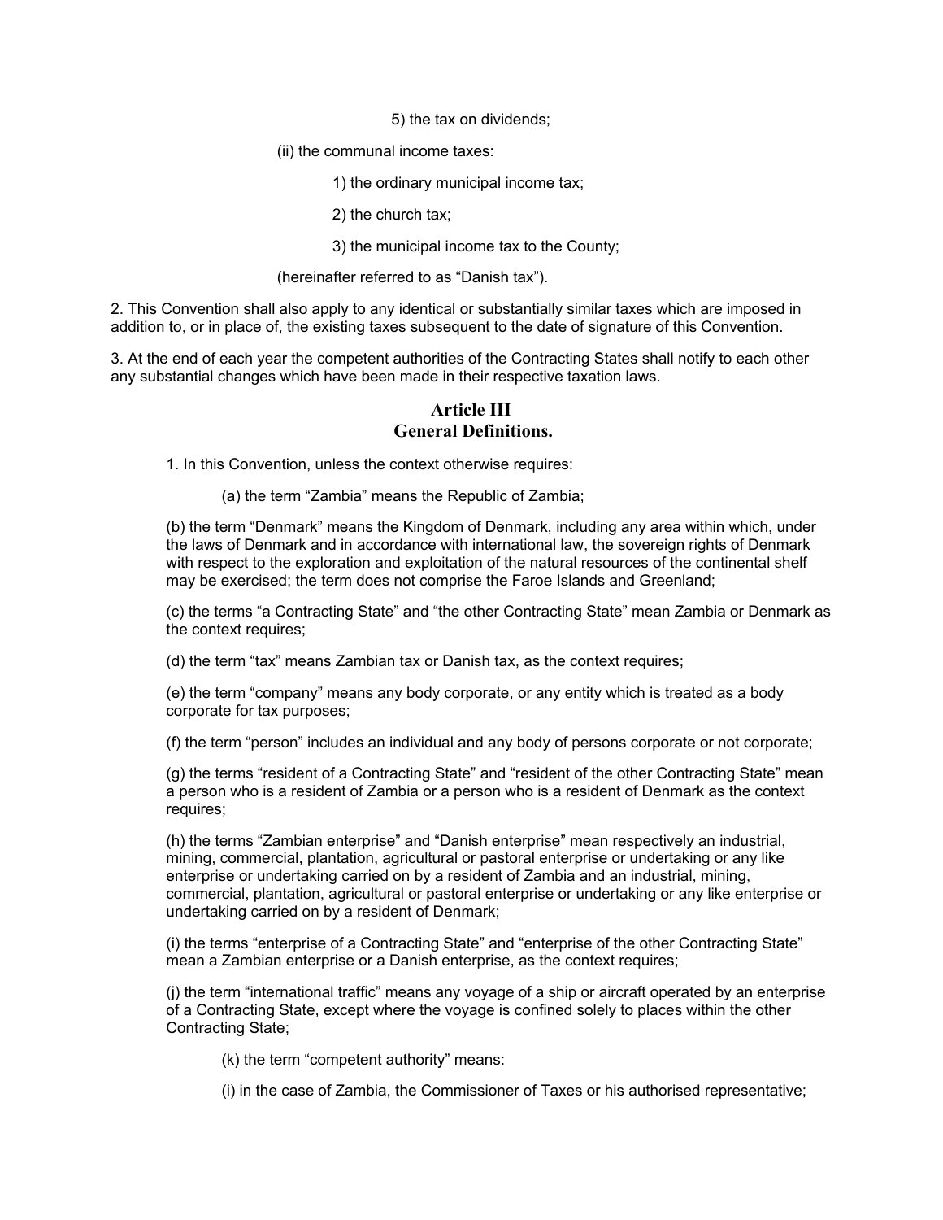5) the tax on dividends;

(ii) the communal income taxes:

1) the ordinary municipal income tax;

2) the church tax;

3) the municipal income tax to the County;

(hereinafter referred to as "Danish tax").

2. This Convention shall also apply to any identical or substantially similar taxes which are imposed in addition to, or in place of, the existing taxes subsequent to the date of signature of this Convention.

3. At the end of each year the competent authorities of the Contracting States shall notify to each other any substantial changes which have been made in their respective taxation laws.

## Article III
## General Definitions.

1. In this Convention, unless the context otherwise requires:

(a) the term "Zambia" means the Republic of Zambia;

(b) the term "Denmark" means the Kingdom of Denmark, including any area within which, under the laws of Denmark and in accordance with international law, the sovereign rights of Denmark with respect to the exploration and exploitation of the natural resources of the continental shelf may be exercised; the term does not comprise the Faroe Islands and Greenland;

(c) the terms "a Contracting State" and "the other Contracting State" mean Zambia or Denmark as the context requires;

(d) the term "tax" means Zambian tax or Danish tax, as the context requires;

(e) the term "company" means any body corporate, or any entity which is treated as a body corporate for tax purposes;

(f) the term "person" includes an individual and any body of persons corporate or not corporate;

(g) the terms "resident of a Contracting State" and "resident of the other Contracting State" mean a person who is a resident of Zambia or a person who is a resident of Denmark as the context requires;

(h) the terms "Zambian enterprise" and "Danish enterprise" mean respectively an industrial, mining, commercial, plantation, agricultural or pastoral enterprise or undertaking or any like enterprise or undertaking carried on by a resident of Zambia and an industrial, mining, commercial, plantation, agricultural or pastoral enterprise or undertaking or any like enterprise or undertaking carried on by a resident of Denmark;

(i) the terms "enterprise of a Contracting State" and "enterprise of the other Contracting State" mean a Zambian enterprise or a Danish enterprise, as the context requires;

(j) the term "international traffic" means any voyage of a ship or aircraft operated by an enterprise of a Contracting State, except where the voyage is confined solely to places within the other Contracting State;

(k) the term "competent authority" means:

(i) in the case of Zambia, the Commissioner of Taxes or his authorised representative;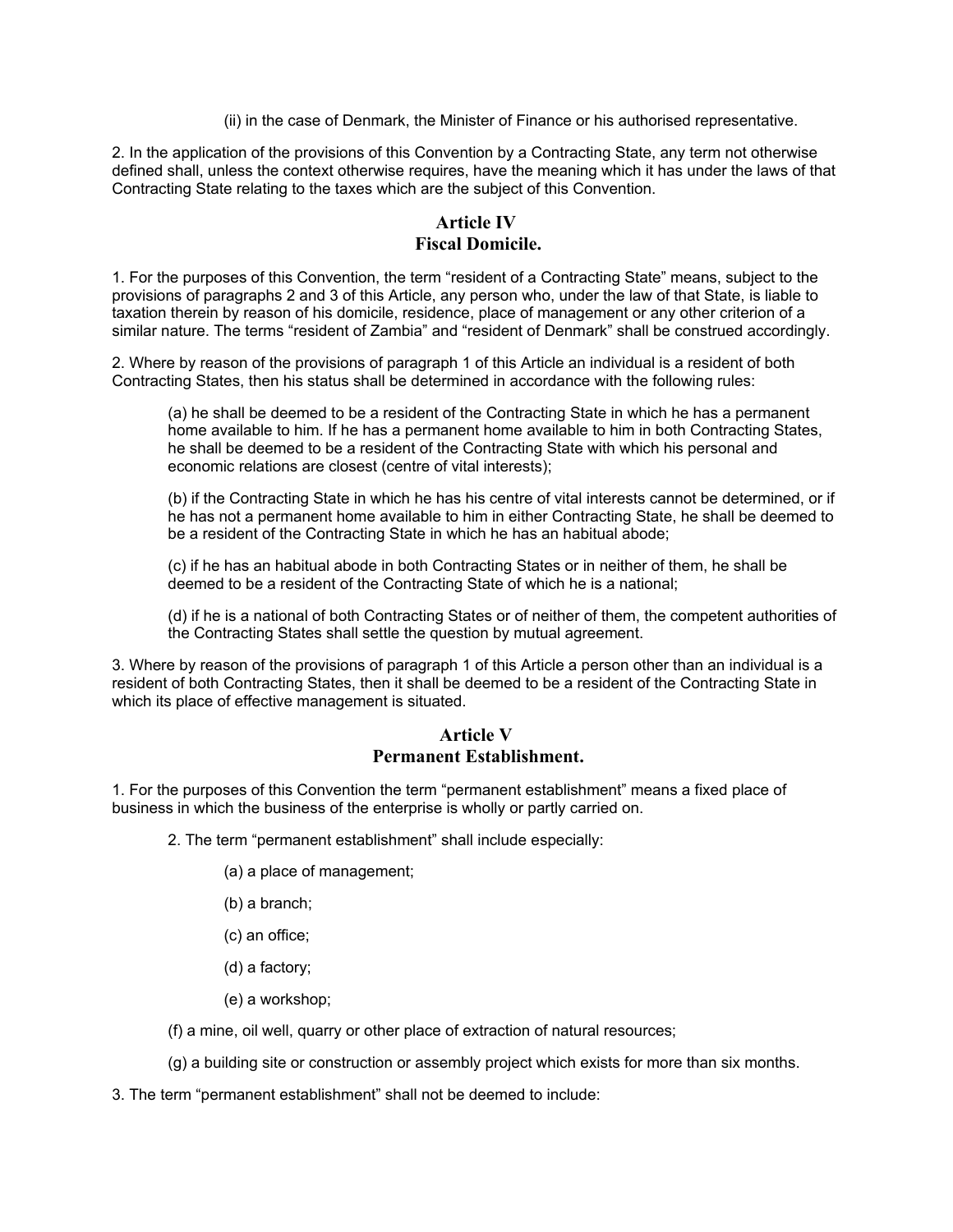(ii) in the case of Denmark, the Minister of Finance or his authorised representative.

2. In the application of the provisions of this Convention by a Contracting State, any term not otherwise defined shall, unless the context otherwise requires, have the meaning which it has under the laws of that Contracting State relating to the taxes which are the subject of this Convention.

## Article IV
## Fiscal Domicile.

1. For the purposes of this Convention, the term "resident of a Contracting State" means, subject to the provisions of paragraphs 2 and 3 of this Article, any person who, under the law of that State, is liable to taxation therein by reason of his domicile, residence, place of management or any other criterion of a similar nature. The terms "resident of Zambia" and "resident of Denmark" shall be construed accordingly.

2. Where by reason of the provisions of paragraph 1 of this Article an individual is a resident of both Contracting States, then his status shall be determined in accordance with the following rules:

(a) he shall be deemed to be a resident of the Contracting State in which he has a permanent home available to him. If he has a permanent home available to him in both Contracting States, he shall be deemed to be a resident of the Contracting State with which his personal and economic relations are closest (centre of vital interests);

(b) if the Contracting State in which he has his centre of vital interests cannot be determined, or if he has not a permanent home available to him in either Contracting State, he shall be deemed to be a resident of the Contracting State in which he has an habitual abode;

(c) if he has an habitual abode in both Contracting States or in neither of them, he shall be deemed to be a resident of the Contracting State of which he is a national;

(d) if he is a national of both Contracting States or of neither of them, the competent authorities of the Contracting States shall settle the question by mutual agreement.

3. Where by reason of the provisions of paragraph 1 of this Article a person other than an individual is a resident of both Contracting States, then it shall be deemed to be a resident of the Contracting State in which its place of effective management is situated.

## Article V
## Permanent Establishment.

1. For the purposes of this Convention the term "permanent establishment" means a fixed place of business in which the business of the enterprise is wholly or partly carried on.

2. The term "permanent establishment" shall include especially:

(a) a place of management;

(b) a branch;

(c) an office;

(d) a factory;

(e) a workshop;

(f) a mine, oil well, quarry or other place of extraction of natural resources;

(g) a building site or construction or assembly project which exists for more than six months.

3. The term "permanent establishment" shall not be deemed to include: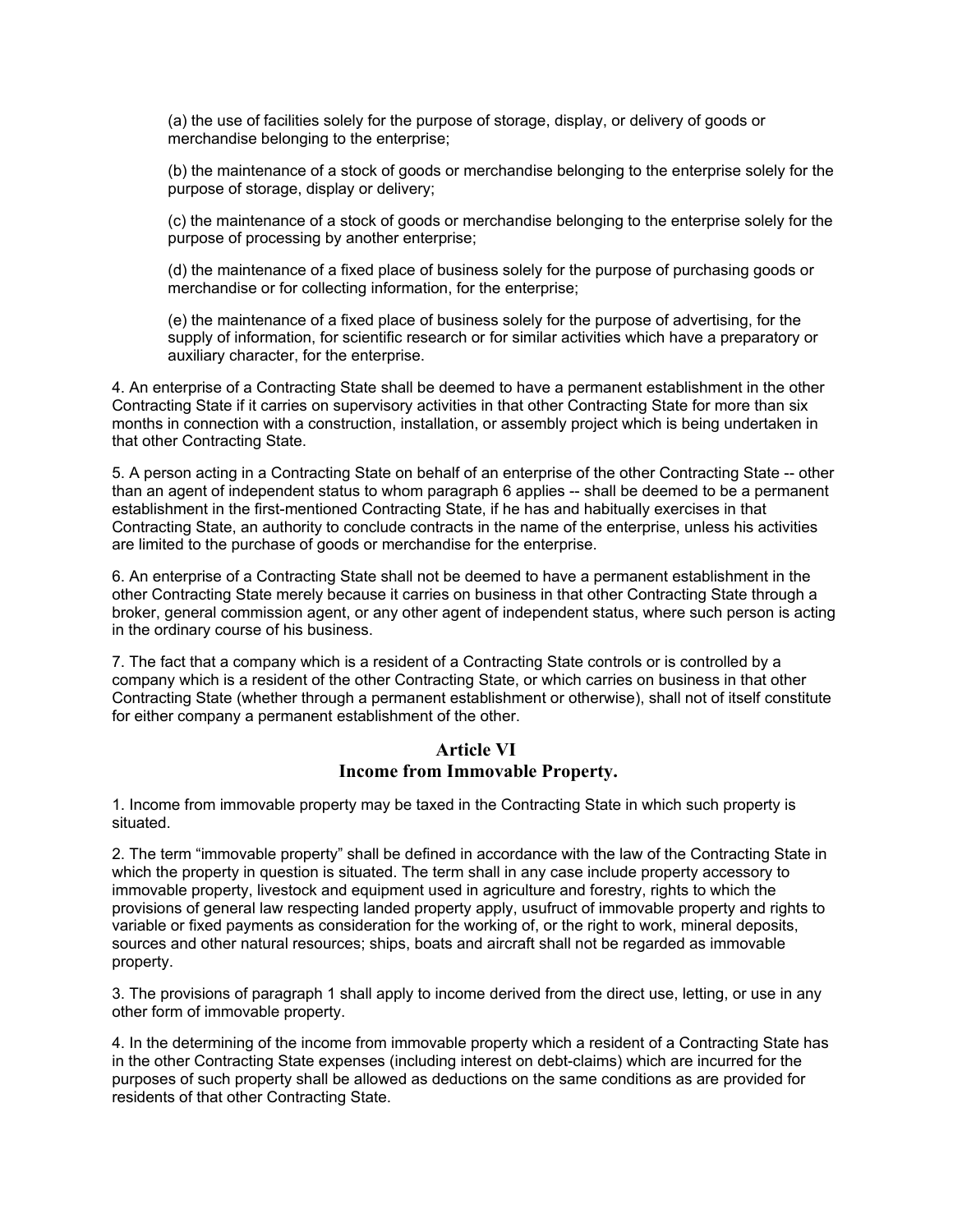(a) the use of facilities solely for the purpose of storage, display, or delivery of goods or merchandise belonging to the enterprise;

(b) the maintenance of a stock of goods or merchandise belonging to the enterprise solely for the purpose of storage, display or delivery;

(c) the maintenance of a stock of goods or merchandise belonging to the enterprise solely for the purpose of processing by another enterprise;

(d) the maintenance of a fixed place of business solely for the purpose of purchasing goods or merchandise or for collecting information, for the enterprise;

(e) the maintenance of a fixed place of business solely for the purpose of advertising, for the supply of information, for scientific research or for similar activities which have a preparatory or auxiliary character, for the enterprise.

4. An enterprise of a Contracting State shall be deemed to have a permanent establishment in the other Contracting State if it carries on supervisory activities in that other Contracting State for more than six months in connection with a construction, installation, or assembly project which is being undertaken in that other Contracting State.

5. A person acting in a Contracting State on behalf of an enterprise of the other Contracting State -- other than an agent of independent status to whom paragraph 6 applies -- shall be deemed to be a permanent establishment in the first-mentioned Contracting State, if he has and habitually exercises in that Contracting State, an authority to conclude contracts in the name of the enterprise, unless his activities are limited to the purchase of goods or merchandise for the enterprise.

6. An enterprise of a Contracting State shall not be deemed to have a permanent establishment in the other Contracting State merely because it carries on business in that other Contracting State through a broker, general commission agent, or any other agent of independent status, where such person is acting in the ordinary course of his business.

7. The fact that a company which is a resident of a Contracting State controls or is controlled by a company which is a resident of the other Contracting State, or which carries on business in that other Contracting State (whether through a permanent establishment or otherwise), shall not of itself constitute for either company a permanent establishment of the other.

## Article VI
## Income from Immovable Property.

1. Income from immovable property may be taxed in the Contracting State in which such property is situated.

2. The term "immovable property" shall be defined in accordance with the law of the Contracting State in which the property in question is situated. The term shall in any case include property accessory to immovable property, livestock and equipment used in agriculture and forestry, rights to which the provisions of general law respecting landed property apply, usufruct of immovable property and rights to variable or fixed payments as consideration for the working of, or the right to work, mineral deposits, sources and other natural resources; ships, boats and aircraft shall not be regarded as immovable property.

3. The provisions of paragraph 1 shall apply to income derived from the direct use, letting, or use in any other form of immovable property.

4. In the determining of the income from immovable property which a resident of a Contracting State has in the other Contracting State expenses (including interest on debt-claims) which are incurred for the purposes of such property shall be allowed as deductions on the same conditions as are provided for residents of that other Contracting State.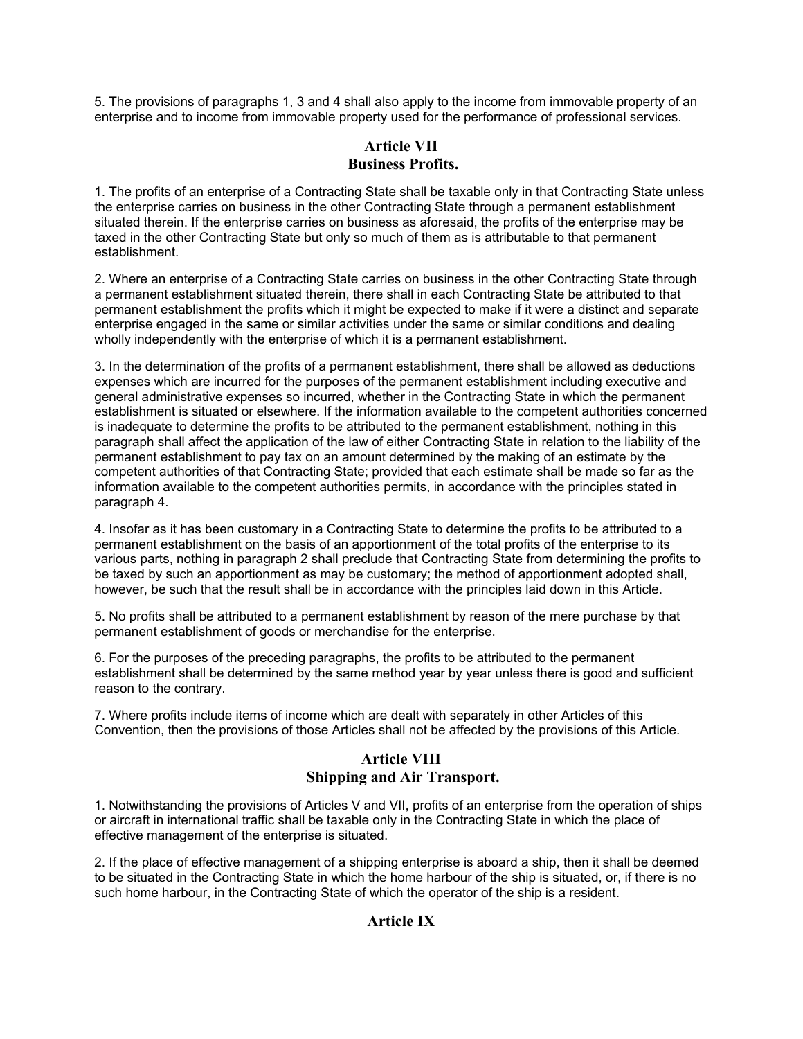5. The provisions of paragraphs 1, 3 and 4 shall also apply to the income from immovable property of an enterprise and to income from immovable property used for the performance of professional services.

## Article VII
## Business Profits.

1. The profits of an enterprise of a Contracting State shall be taxable only in that Contracting State unless the enterprise carries on business in the other Contracting State through a permanent establishment situated therein. If the enterprise carries on business as aforesaid, the profits of the enterprise may be taxed in the other Contracting State but only so much of them as is attributable to that permanent establishment.

2. Where an enterprise of a Contracting State carries on business in the other Contracting State through a permanent establishment situated therein, there shall in each Contracting State be attributed to that permanent establishment the profits which it might be expected to make if it were a distinct and separate enterprise engaged in the same or similar activities under the same or similar conditions and dealing wholly independently with the enterprise of which it is a permanent establishment.

3. In the determination of the profits of a permanent establishment, there shall be allowed as deductions expenses which are incurred for the purposes of the permanent establishment including executive and general administrative expenses so incurred, whether in the Contracting State in which the permanent establishment is situated or elsewhere. If the information available to the competent authorities concerned is inadequate to determine the profits to be attributed to the permanent establishment, nothing in this paragraph shall affect the application of the law of either Contracting State in relation to the liability of the permanent establishment to pay tax on an amount determined by the making of an estimate by the competent authorities of that Contracting State; provided that each estimate shall be made so far as the information available to the competent authorities permits, in accordance with the principles stated in paragraph 4.

4. Insofar as it has been customary in a Contracting State to determine the profits to be attributed to a permanent establishment on the basis of an apportionment of the total profits of the enterprise to its various parts, nothing in paragraph 2 shall preclude that Contracting State from determining the profits to be taxed by such an apportionment as may be customary; the method of apportionment adopted shall, however, be such that the result shall be in accordance with the principles laid down in this Article.

5. No profits shall be attributed to a permanent establishment by reason of the mere purchase by that permanent establishment of goods or merchandise for the enterprise.

6. For the purposes of the preceding paragraphs, the profits to be attributed to the permanent establishment shall be determined by the same method year by year unless there is good and sufficient reason to the contrary.

7. Where profits include items of income which are dealt with separately in other Articles of this Convention, then the provisions of those Articles shall not be affected by the provisions of this Article.

## Article VIII
## Shipping and Air Transport.

1. Notwithstanding the provisions of Articles V and VII, profits of an enterprise from the operation of ships or aircraft in international traffic shall be taxable only in the Contracting State in which the place of effective management of the enterprise is situated.

2. If the place of effective management of a shipping enterprise is aboard a ship, then it shall be deemed to be situated in the Contracting State in which the home harbour of the ship is situated, or, if there is no such home harbour, in the Contracting State of which the operator of the ship is a resident.

## Article IX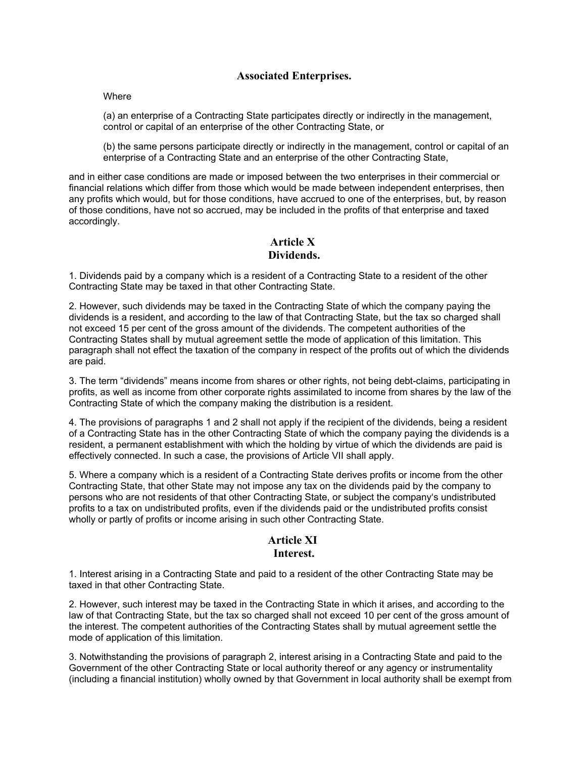### Associated Enterprises.

Where

(a) an enterprise of a Contracting State participates directly or indirectly in the management, control or capital of an enterprise of the other Contracting State, or

(b) the same persons participate directly or indirectly in the management, control or capital of an enterprise of a Contracting State and an enterprise of the other Contracting State,

and in either case conditions are made or imposed between the two enterprises in their commercial or financial relations which differ from those which would be made between independent enterprises, then any profits which would, but for those conditions, have accrued to one of the enterprises, but, by reason of those conditions, have not so accrued, may be included in the profits of that enterprise and taxed accordingly.

## Article X
## Dividends.

1. Dividends paid by a company which is a resident of a Contracting State to a resident of the other Contracting State may be taxed in that other Contracting State.

2. However, such dividends may be taxed in the Contracting State of which the company paying the dividends is a resident, and according to the law of that Contracting State, but the tax so charged shall not exceed 15 per cent of the gross amount of the dividends. The competent authorities of the Contracting States shall by mutual agreement settle the mode of application of this limitation. This paragraph shall not effect the taxation of the company in respect of the profits out of which the dividends are paid.

3. The term "dividends" means income from shares or other rights, not being debt-claims, participating in profits, as well as income from other corporate rights assimilated to income from shares by the law of the Contracting State of which the company making the distribution is a resident.

4. The provisions of paragraphs 1 and 2 shall not apply if the recipient of the dividends, being a resident of a Contracting State has in the other Contracting State of which the company paying the dividends is a resident, a permanent establishment with which the holding by virtue of which the dividends are paid is effectively connected. In such a case, the provisions of Article VII shall apply.

5. Where a company which is a resident of a Contracting State derives profits or income from the other Contracting State, that other State may not impose any tax on the dividends paid by the company to persons who are not residents of that other Contracting State, or subject the company's undistributed profits to a tax on undistributed profits, even if the dividends paid or the undistributed profits consist wholly or partly of profits or income arising in such other Contracting State.

## Article XI
## Interest.

1. Interest arising in a Contracting State and paid to a resident of the other Contracting State may be taxed in that other Contracting State.

2. However, such interest may be taxed in the Contracting State in which it arises, and according to the law of that Contracting State, but the tax so charged shall not exceed 10 per cent of the gross amount of the interest. The competent authorities of the Contracting States shall by mutual agreement settle the mode of application of this limitation.

3. Notwithstanding the provisions of paragraph 2, interest arising in a Contracting State and paid to the Government of the other Contracting State or local authority thereof or any agency or instrumentality (including a financial institution) wholly owned by that Government in local authority shall be exempt from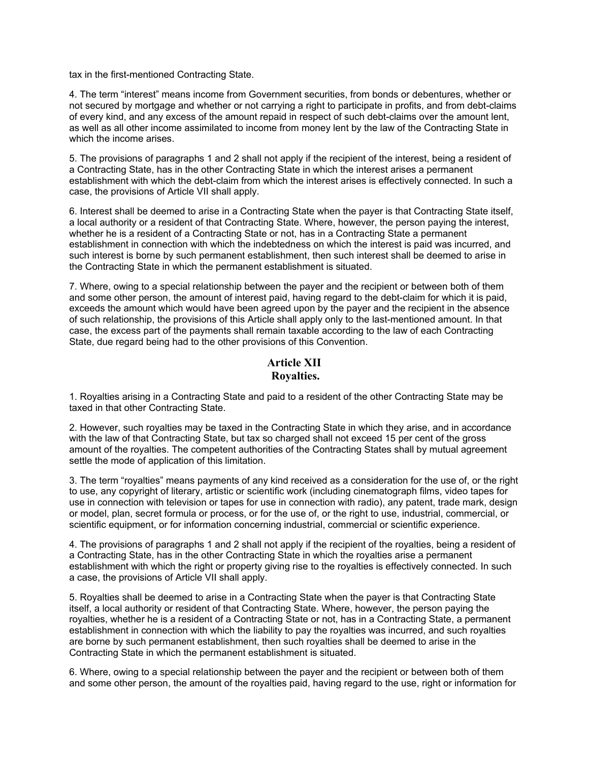tax in the first-mentioned Contracting State.

4. The term "interest" means income from Government securities, from bonds or debentures, whether or not secured by mortgage and whether or not carrying a right to participate in profits, and from debt-claims of every kind, and any excess of the amount repaid in respect of such debt-claims over the amount lent, as well as all other income assimilated to income from money lent by the law of the Contracting State in which the income arises.

5. The provisions of paragraphs 1 and 2 shall not apply if the recipient of the interest, being a resident of a Contracting State, has in the other Contracting State in which the interest arises a permanent establishment with which the debt-claim from which the interest arises is effectively connected. In such a case, the provisions of Article VII shall apply.

6. Interest shall be deemed to arise in a Contracting State when the payer is that Contracting State itself, a local authority or a resident of that Contracting State. Where, however, the person paying the interest, whether he is a resident of a Contracting State or not, has in a Contracting State a permanent establishment in connection with which the indebtedness on which the interest is paid was incurred, and such interest is borne by such permanent establishment, then such interest shall be deemed to arise in the Contracting State in which the permanent establishment is situated.

7. Where, owing to a special relationship between the payer and the recipient or between both of them and some other person, the amount of interest paid, having regard to the debt-claim for which it is paid, exceeds the amount which would have been agreed upon by the payer and the recipient in the absence of such relationship, the provisions of this Article shall apply only to the last-mentioned amount. In that case, the excess part of the payments shall remain taxable according to the law of each Contracting State, due regard being had to the other provisions of this Convention.

## Article XII
## Royalties.

1. Royalties arising in a Contracting State and paid to a resident of the other Contracting State may be taxed in that other Contracting State.

2. However, such royalties may be taxed in the Contracting State in which they arise, and in accordance with the law of that Contracting State, but tax so charged shall not exceed 15 per cent of the gross amount of the royalties. The competent authorities of the Contracting States shall by mutual agreement settle the mode of application of this limitation.

3. The term "royalties" means payments of any kind received as a consideration for the use of, or the right to use, any copyright of literary, artistic or scientific work (including cinematograph films, video tapes for use in connection with television or tapes for use in connection with radio), any patent, trade mark, design or model, plan, secret formula or process, or for the use of, or the right to use, industrial, commercial, or scientific equipment, or for information concerning industrial, commercial or scientific experience.

4. The provisions of paragraphs 1 and 2 shall not apply if the recipient of the royalties, being a resident of a Contracting State, has in the other Contracting State in which the royalties arise a permanent establishment with which the right or property giving rise to the royalties is effectively connected. In such a case, the provisions of Article VII shall apply.

5. Royalties shall be deemed to arise in a Contracting State when the payer is that Contracting State itself, a local authority or resident of that Contracting State. Where, however, the person paying the royalties, whether he is a resident of a Contracting State or not, has in a Contracting State, a permanent establishment in connection with which the liability to pay the royalties was incurred, and such royalties are borne by such permanent establishment, then such royalties shall be deemed to arise in the Contracting State in which the permanent establishment is situated.

6. Where, owing to a special relationship between the payer and the recipient or between both of them and some other person, the amount of the royalties paid, having regard to the use, right or information for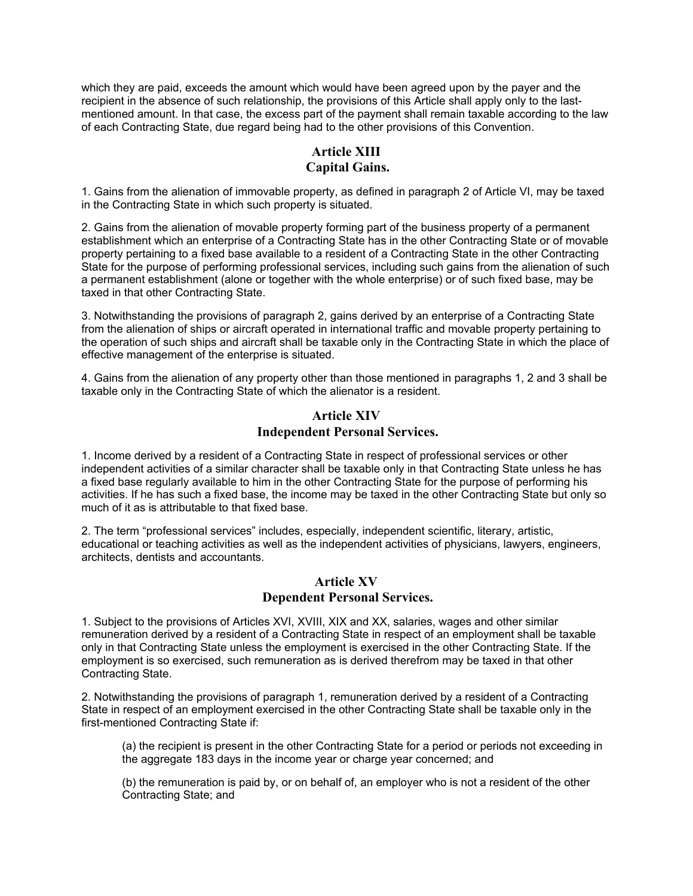which they are paid, exceeds the amount which would have been agreed upon by the payer and the recipient in the absence of such relationship, the provisions of this Article shall apply only to the last-mentioned amount. In that case, the excess part of the payment shall remain taxable according to the law of each Contracting State, due regard being had to the other provisions of this Convention.

## Article XIII
## Capital Gains.

1. Gains from the alienation of immovable property, as defined in paragraph 2 of Article VI, may be taxed in the Contracting State in which such property is situated.

2. Gains from the alienation of movable property forming part of the business property of a permanent establishment which an enterprise of a Contracting State has in the other Contracting State or of movable property pertaining to a fixed base available to a resident of a Contracting State in the other Contracting State for the purpose of performing professional services, including such gains from the alienation of such a permanent establishment (alone or together with the whole enterprise) or of such fixed base, may be taxed in that other Contracting State.

3. Notwithstanding the provisions of paragraph 2, gains derived by an enterprise of a Contracting State from the alienation of ships or aircraft operated in international traffic and movable property pertaining to the operation of such ships and aircraft shall be taxable only in the Contracting State in which the place of effective management of the enterprise is situated.

4. Gains from the alienation of any property other than those mentioned in paragraphs 1, 2 and 3 shall be taxable only in the Contracting State of which the alienator is a resident.

## Article XIV
## Independent Personal Services.

1. Income derived by a resident of a Contracting State in respect of professional services or other independent activities of a similar character shall be taxable only in that Contracting State unless he has a fixed base regularly available to him in the other Contracting State for the purpose of performing his activities. If he has such a fixed base, the income may be taxed in the other Contracting State but only so much of it as is attributable to that fixed base.

2. The term "professional services" includes, especially, independent scientific, literary, artistic, educational or teaching activities as well as the independent activities of physicians, lawyers, engineers, architects, dentists and accountants.

## Article XV
## Dependent Personal Services.

1. Subject to the provisions of Articles XVI, XVIII, XIX and XX, salaries, wages and other similar remuneration derived by a resident of a Contracting State in respect of an employment shall be taxable only in that Contracting State unless the employment is exercised in the other Contracting State. If the employment is so exercised, such remuneration as is derived therefrom may be taxed in that other Contracting State.

2. Notwithstanding the provisions of paragraph 1, remuneration derived by a resident of a Contracting State in respect of an employment exercised in the other Contracting State shall be taxable only in the first-mentioned Contracting State if:

(a) the recipient is present in the other Contracting State for a period or periods not exceeding in the aggregate 183 days in the income year or charge year concerned; and

(b) the remuneration is paid by, or on behalf of, an employer who is not a resident of the other Contracting State; and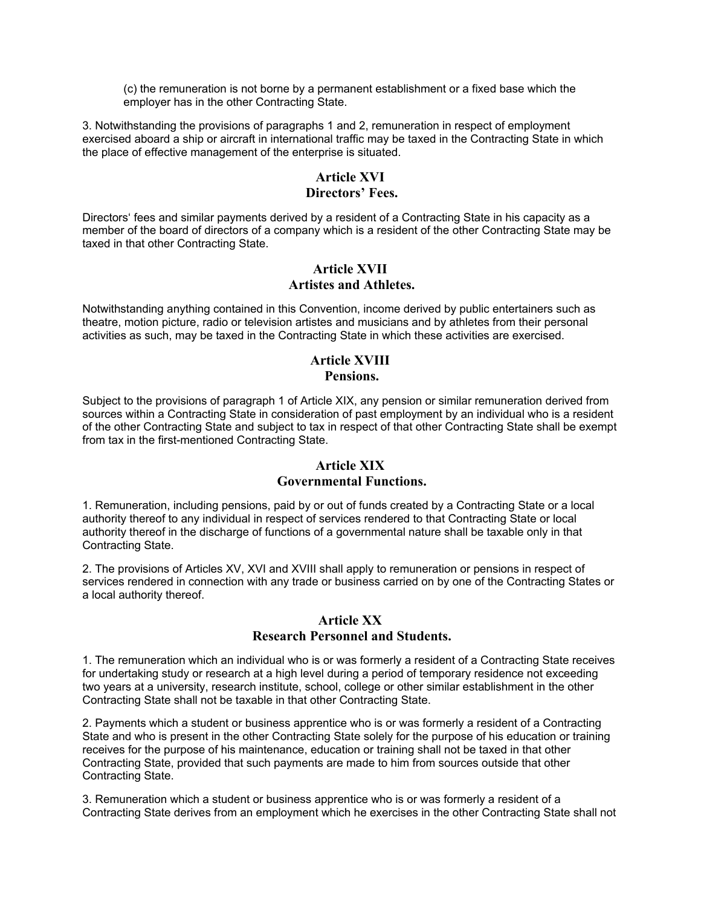(c) the remuneration is not borne by a permanent establishment or a fixed base which the employer has in the other Contracting State.

3. Notwithstanding the provisions of paragraphs 1 and 2, remuneration in respect of employment exercised aboard a ship or aircraft in international traffic may be taxed in the Contracting State in which the place of effective management of the enterprise is situated.

## Article XVI
## Directors' Fees.

Directors' fees and similar payments derived by a resident of a Contracting State in his capacity as a member of the board of directors of a company which is a resident of the other Contracting State may be taxed in that other Contracting State.

## Article XVII
## Artistes and Athletes.

Notwithstanding anything contained in this Convention, income derived by public entertainers such as theatre, motion picture, radio or television artistes and musicians and by athletes from their personal activities as such, may be taxed in the Contracting State in which these activities are exercised.

## Article XVIII
## Pensions.

Subject to the provisions of paragraph 1 of Article XIX, any pension or similar remuneration derived from sources within a Contracting State in consideration of past employment by an individual who is a resident of the other Contracting State and subject to tax in respect of that other Contracting State shall be exempt from tax in the first-mentioned Contracting State.

## Article XIX
## Governmental Functions.

1. Remuneration, including pensions, paid by or out of funds created by a Contracting State or a local authority thereof to any individual in respect of services rendered to that Contracting State or local authority thereof in the discharge of functions of a governmental nature shall be taxable only in that Contracting State.

2. The provisions of Articles XV, XVI and XVIII shall apply to remuneration or pensions in respect of services rendered in connection with any trade or business carried on by one of the Contracting States or a local authority thereof.

## Article XX
## Research Personnel and Students.

1. The remuneration which an individual who is or was formerly a resident of a Contracting State receives for undertaking study or research at a high level during a period of temporary residence not exceeding two years at a university, research institute, school, college or other similar establishment in the other Contracting State shall not be taxable in that other Contracting State.

2. Payments which a student or business apprentice who is or was formerly a resident of a Contracting State and who is present in the other Contracting State solely for the purpose of his education or training receives for the purpose of his maintenance, education or training shall not be taxed in that other Contracting State, provided that such payments are made to him from sources outside that other Contracting State.

3. Remuneration which a student or business apprentice who is or was formerly a resident of a Contracting State derives from an employment which he exercises in the other Contracting State shall not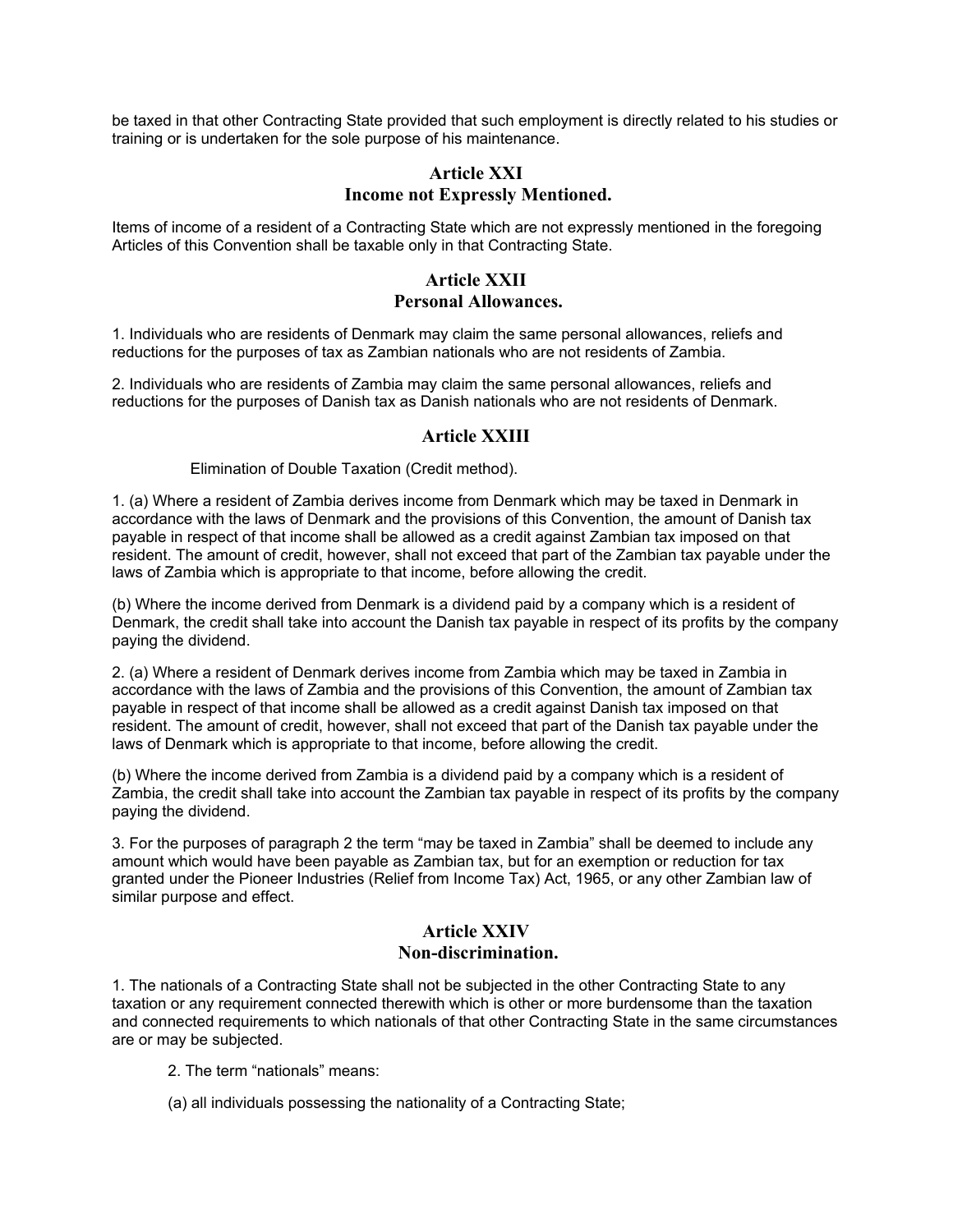be taxed in that other Contracting State provided that such employment is directly related to his studies or training or is undertaken for the sole purpose of his maintenance.

## Article XXI
## Income not Expressly Mentioned.

Items of income of a resident of a Contracting State which are not expressly mentioned in the foregoing Articles of this Convention shall be taxable only in that Contracting State.

## Article XXII
## Personal Allowances.

1. Individuals who are residents of Denmark may claim the same personal allowances, reliefs and reductions for the purposes of tax as Zambian nationals who are not residents of Zambia.

2. Individuals who are residents of Zambia may claim the same personal allowances, reliefs and reductions for the purposes of Danish tax as Danish nationals who are not residents of Denmark.

## Article XXIII

Elimination of Double Taxation (Credit method).

1. (a) Where a resident of Zambia derives income from Denmark which may be taxed in Denmark in accordance with the laws of Denmark and the provisions of this Convention, the amount of Danish tax payable in respect of that income shall be allowed as a credit against Zambian tax imposed on that resident. The amount of credit, however, shall not exceed that part of the Zambian tax payable under the laws of Zambia which is appropriate to that income, before allowing the credit.

(b) Where the income derived from Denmark is a dividend paid by a company which is a resident of Denmark, the credit shall take into account the Danish tax payable in respect of its profits by the company paying the dividend.

2. (a) Where a resident of Denmark derives income from Zambia which may be taxed in Zambia in accordance with the laws of Zambia and the provisions of this Convention, the amount of Zambian tax payable in respect of that income shall be allowed as a credit against Danish tax imposed on that resident. The amount of credit, however, shall not exceed that part of the Danish tax payable under the laws of Denmark which is appropriate to that income, before allowing the credit.

(b) Where the income derived from Zambia is a dividend paid by a company which is a resident of Zambia, the credit shall take into account the Zambian tax payable in respect of its profits by the company paying the dividend.

3. For the purposes of paragraph 2 the term "may be taxed in Zambia" shall be deemed to include any amount which would have been payable as Zambian tax, but for an exemption or reduction for tax granted under the Pioneer Industries (Relief from Income Tax) Act, 1965, or any other Zambian law of similar purpose and effect.

## Article XXIV
## Non-discrimination.

1. The nationals of a Contracting State shall not be subjected in the other Contracting State to any taxation or any requirement connected therewith which is other or more burdensome than the taxation and connected requirements to which nationals of that other Contracting State in the same circumstances are or may be subjected.

2. The term "nationals" means:

(a) all individuals possessing the nationality of a Contracting State;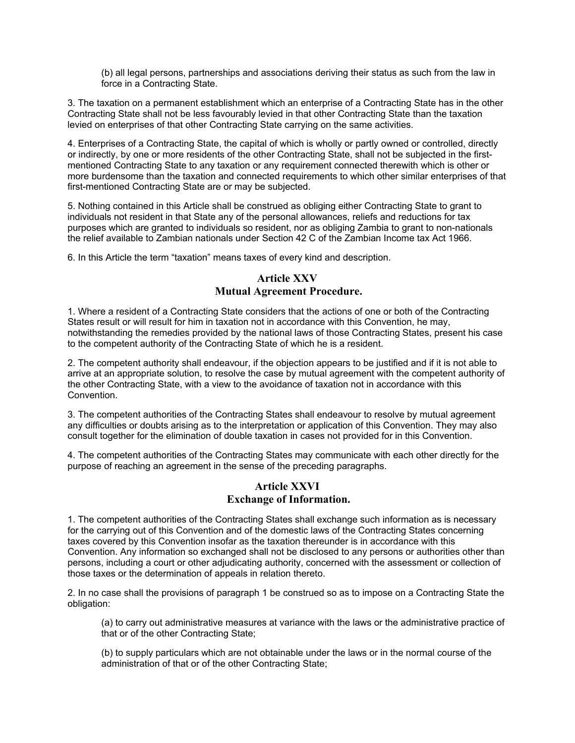(b) all legal persons, partnerships and associations deriving their status as such from the law in force in a Contracting State.

3. The taxation on a permanent establishment which an enterprise of a Contracting State has in the other Contracting State shall not be less favourably levied in that other Contracting State than the taxation levied on enterprises of that other Contracting State carrying on the same activities.

4. Enterprises of a Contracting State, the capital of which is wholly or partly owned or controlled, directly or indirectly, by one or more residents of the other Contracting State, shall not be subjected in the first-mentioned Contracting State to any taxation or any requirement connected therewith which is other or more burdensome than the taxation and connected requirements to which other similar enterprises of that first-mentioned Contracting State are or may be subjected.

5. Nothing contained in this Article shall be construed as obliging either Contracting State to grant to individuals not resident in that State any of the personal allowances, reliefs and reductions for tax purposes which are granted to individuals so resident, nor as obliging Zambia to grant to non-nationals the relief available to Zambian nationals under Section 42 C of the Zambian Income tax Act 1966.

6. In this Article the term "taxation" means taxes of every kind and description.

## Article XXV
## Mutual Agreement Procedure.

1. Where a resident of a Contracting State considers that the actions of one or both of the Contracting States result or will result for him in taxation not in accordance with this Convention, he may, notwithstanding the remedies provided by the national laws of those Contracting States, present his case to the competent authority of the Contracting State of which he is a resident.

2. The competent authority shall endeavour, if the objection appears to be justified and if it is not able to arrive at an appropriate solution, to resolve the case by mutual agreement with the competent authority of the other Contracting State, with a view to the avoidance of taxation not in accordance with this Convention.

3. The competent authorities of the Contracting States shall endeavour to resolve by mutual agreement any difficulties or doubts arising as to the interpretation or application of this Convention. They may also consult together for the elimination of double taxation in cases not provided for in this Convention.

4. The competent authorities of the Contracting States may communicate with each other directly for the purpose of reaching an agreement in the sense of the preceding paragraphs.

## Article XXVI
## Exchange of Information.

1. The competent authorities of the Contracting States shall exchange such information as is necessary for the carrying out of this Convention and of the domestic laws of the Contracting States concerning taxes covered by this Convention insofar as the taxation thereunder is in accordance with this Convention. Any information so exchanged shall not be disclosed to any persons or authorities other than persons, including a court or other adjudicating authority, concerned with the assessment or collection of those taxes or the determination of appeals in relation thereto.

2. In no case shall the provisions of paragraph 1 be construed so as to impose on a Contracting State the obligation:

(a) to carry out administrative measures at variance with the laws or the administrative practice of that or of the other Contracting State;

(b) to supply particulars which are not obtainable under the laws or in the normal course of the administration of that or of the other Contracting State;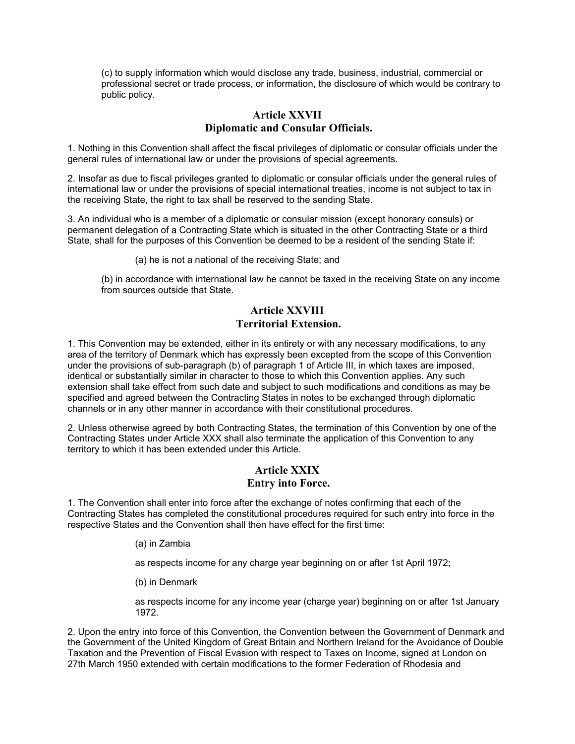(c) to supply information which would disclose any trade, business, industrial, commercial or professional secret or trade process, or information, the disclosure of which would be contrary to public policy.

## Article XXVII
## Diplomatic and Consular Officials.

1. Nothing in this Convention shall affect the fiscal privileges of diplomatic or consular officials under the general rules of international law or under the provisions of special agreements.

2. Insofar as due to fiscal privileges granted to diplomatic or consular officials under the general rules of international law or under the provisions of special international treaties, income is not subject to tax in the receiving State, the right to tax shall be reserved to the sending State.

3. An individual who is a member of a diplomatic or consular mission (except honorary consuls) or permanent delegation of a Contracting State which is situated in the other Contracting State or a third State, shall for the purposes of this Convention be deemed to be a resident of the sending State if:

(a) he is not a national of the receiving State; and

(b) in accordance with international law he cannot be taxed in the receiving State on any income from sources outside that State.

## Article XXVIII
## Territorial Extension.

1. This Convention may be extended, either in its entirety or with any necessary modifications, to any area of the territory of Denmark which has expressly been excepted from the scope of this Convention under the provisions of sub-paragraph (b) of paragraph 1 of Article III, in which taxes are imposed, identical or substantially similar in character to those to which this Convention applies. Any such extension shall take effect from such date and subject to such modifications and conditions as may be specified and agreed between the Contracting States in notes to be exchanged through diplomatic channels or in any other manner in accordance with their constitutional procedures.

2. Unless otherwise agreed by both Contracting States, the termination of this Convention by one of the Contracting States under Article XXX shall also terminate the application of this Convention to any territory to which it has been extended under this Article.

## Article XXIX
## Entry into Force.

1. The Convention shall enter into force after the exchange of notes confirming that each of the Contracting States has completed the constitutional procedures required for such entry into force in the respective States and the Convention shall then have effect for the first time:

(a) in Zambia

as respects income for any charge year beginning on or after 1st April 1972;

(b) in Denmark

as respects income for any income year (charge year) beginning on or after 1st January 1972.

2. Upon the entry into force of this Convention, the Convention between the Government of Denmark and the Government of the United Kingdom of Great Britain and Northern Ireland for the Avoidance of Double Taxation and the Prevention of Fiscal Evasion with respect to Taxes on Income, signed at London on 27th March 1950 extended with certain modifications to the former Federation of Rhodesia and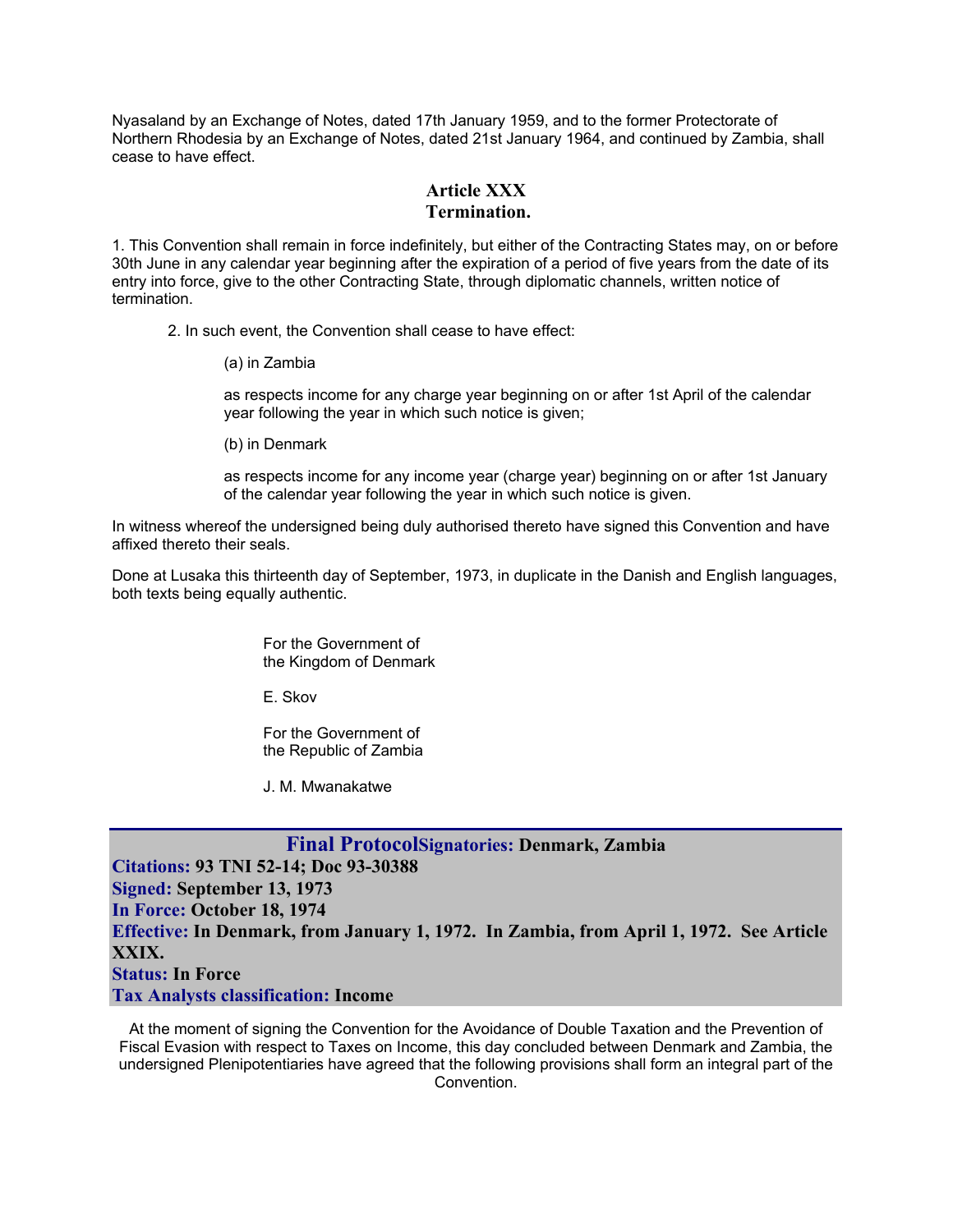Nyasaland by an Exchange of Notes, dated 17th January 1959, and to the former Protectorate of Northern Rhodesia by an Exchange of Notes, dated 21st January 1964, and continued by Zambia, shall cease to have effect.

## Article XXX
## Termination.

1. This Convention shall remain in force indefinitely, but either of the Contracting States may, on or before 30th June in any calendar year beginning after the expiration of a period of five years from the date of its entry into force, give to the other Contracting State, through diplomatic channels, written notice of termination.

2. In such event, the Convention shall cease to have effect:

(a) in Zambia

as respects income for any charge year beginning on or after 1st April of the calendar year following the year in which such notice is given;

(b) in Denmark

as respects income for any income year (charge year) beginning on or after 1st January of the calendar year following the year in which such notice is given.

In witness whereof the undersigned being duly authorised thereto have signed this Convention and have affixed thereto their seals.

Done at Lusaka this thirteenth day of September, 1973, in duplicate in the Danish and English languages, both texts being equally authentic.

For the Government of
the Kingdom of Denmark

E. Skov

For the Government of
the Republic of Zambia

J. M. Mwanakatwe

## Final Protocol

**Signatories:** Denmark, Zambia
**Citations:** 93 TNI 52-14; Doc 93-30388
**Signed:** September 13, 1973
**In Force:** October 18, 1974
**Effective:** In Denmark, from January 1, 1972. In Zambia, from April 1, 1972. See Article XXIX.
**Status:** In Force
**Tax Analysts classification:** Income

At the moment of signing the Convention for the Avoidance of Double Taxation and the Prevention of Fiscal Evasion with respect to Taxes on Income, this day concluded between Denmark and Zambia, the undersigned Plenipotentiaries have agreed that the following provisions shall form an integral part of the Convention.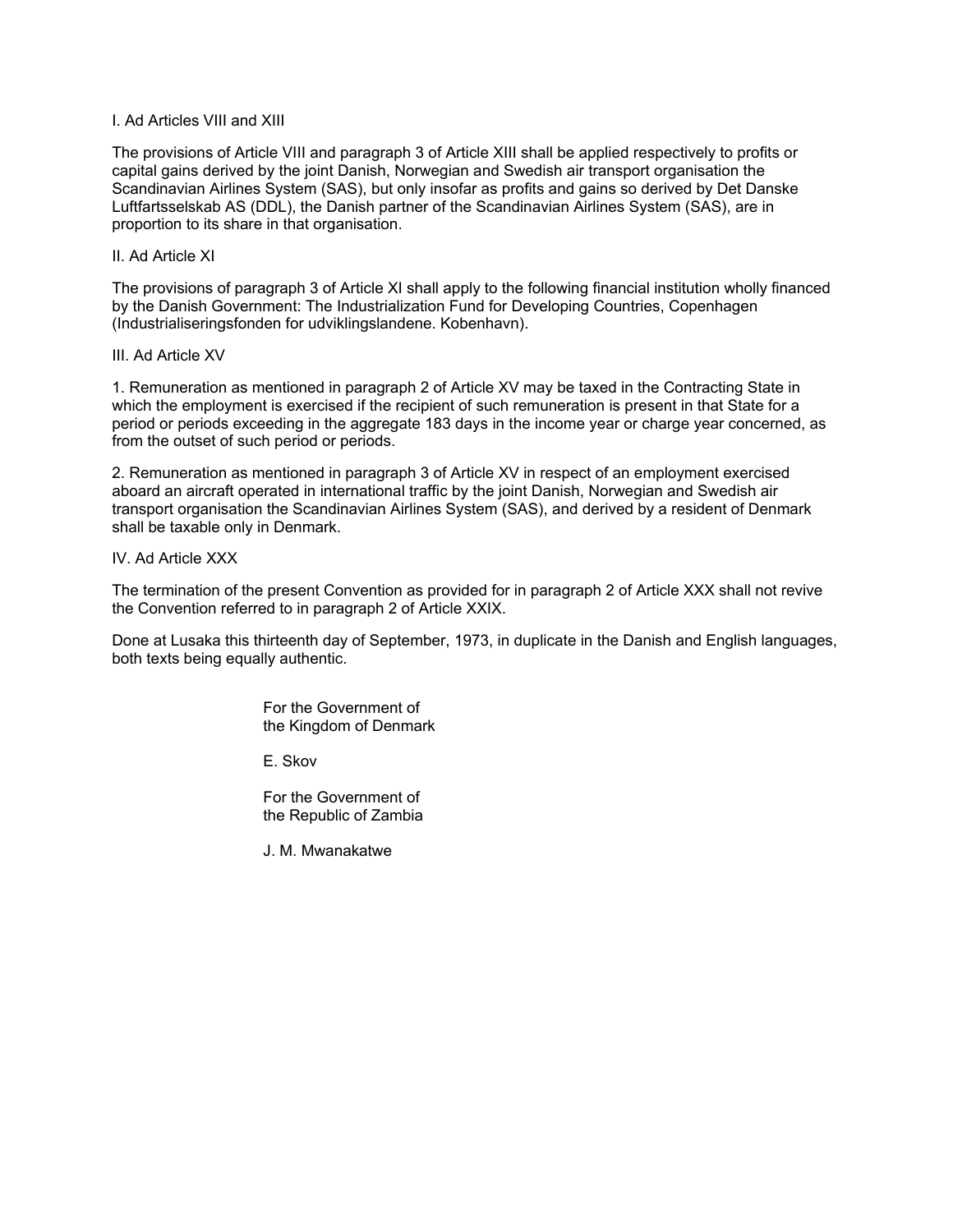I. Ad Articles VIII and XIII

The provisions of Article VIII and paragraph 3 of Article XIII shall be applied respectively to profits or capital gains derived by the joint Danish, Norwegian and Swedish air transport organisation the Scandinavian Airlines System (SAS), but only insofar as profits and gains so derived by Det Danske Luftfartsselskab AS (DDL), the Danish partner of the Scandinavian Airlines System (SAS), are in proportion to its share in that organisation.

II. Ad Article XI

The provisions of paragraph 3 of Article XI shall apply to the following financial institution wholly financed by the Danish Government: The Industrialization Fund for Developing Countries, Copenhagen (Industrialiseringsfonden for udviklingslandene. Kobenhavn).

III. Ad Article XV

1. Remuneration as mentioned in paragraph 2 of Article XV may be taxed in the Contracting State in which the employment is exercised if the recipient of such remuneration is present in that State for a period or periods exceeding in the aggregate 183 days in the income year or charge year concerned, as from the outset of such period or periods.

2. Remuneration as mentioned in paragraph 3 of Article XV in respect of an employment exercised aboard an aircraft operated in international traffic by the joint Danish, Norwegian and Swedish air transport organisation the Scandinavian Airlines System (SAS), and derived by a resident of Denmark shall be taxable only in Denmark.

IV. Ad Article XXX

The termination of the present Convention as provided for in paragraph 2 of Article XXX shall not revive the Convention referred to in paragraph 2 of Article XXIX.

Done at Lusaka this thirteenth day of September, 1973, in duplicate in the Danish and English languages, both texts being equally authentic.

For the Government of
the Kingdom of Denmark

E. Skov

For the Government of
the Republic of Zambia

J. M. Mwanakatwe